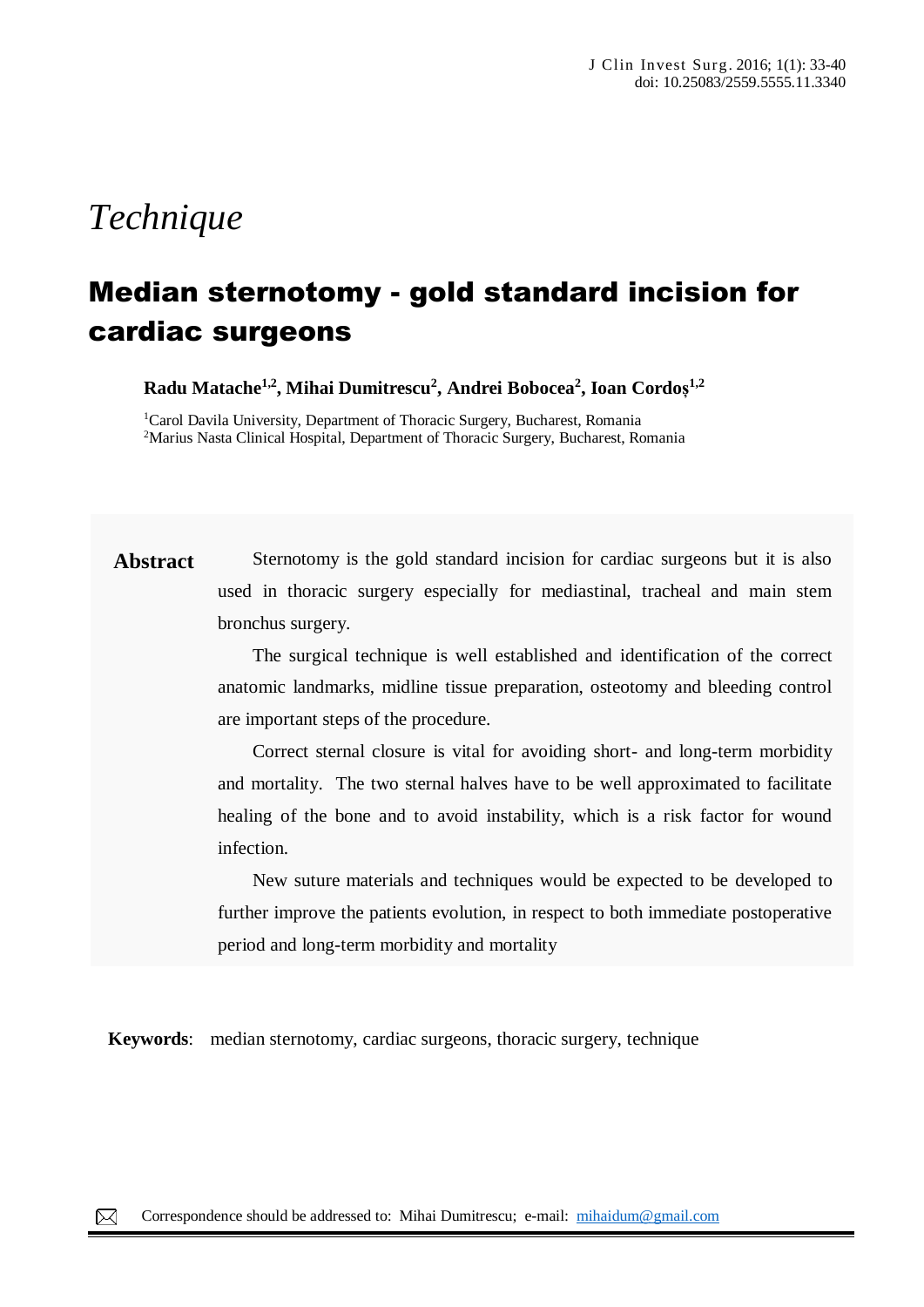*Technique*

# Median sternotomy - gold standard incision for cardiac surgeons

**Radu Matache[1,2], Mihai Dumitrescu[2], Andrei Bobocea[2], Ioan Cordoș[1,2]**

[1]Carol Davila University, Department of Thoracic Surgery, Bucharest, Romania
[2]Marius Nasta Clinical Hospital, Department of Thoracic Surgery, Bucharest, Romania

**Abstract**

Sternotomy is the gold standard incision for cardiac surgeons but it is also used in thoracic surgery especially for mediastinal, tracheal and main stem bronchus surgery.

The surgical technique is well established and identification of the correct anatomic landmarks, midline tissue preparation, osteotomy and bleeding control are important steps of the procedure.

Correct sternal closure is vital for avoiding short- and long-term morbidity and mortality. The two sternal halves have to be well approximated to facilitate healing of the bone and to avoid instability, which is a risk factor for wound infection.

New suture materials and techniques would be expected to be developed to further improve the patients evolution, in respect to both immediate postoperative period and long-term morbidity and mortality

**Keywords**: median sternotomy, cardiac surgeons, thoracic surgery, technique

Correspondence should be addressed to: Mihai Dumitrescu; e-mail: mihaidum@gmail.com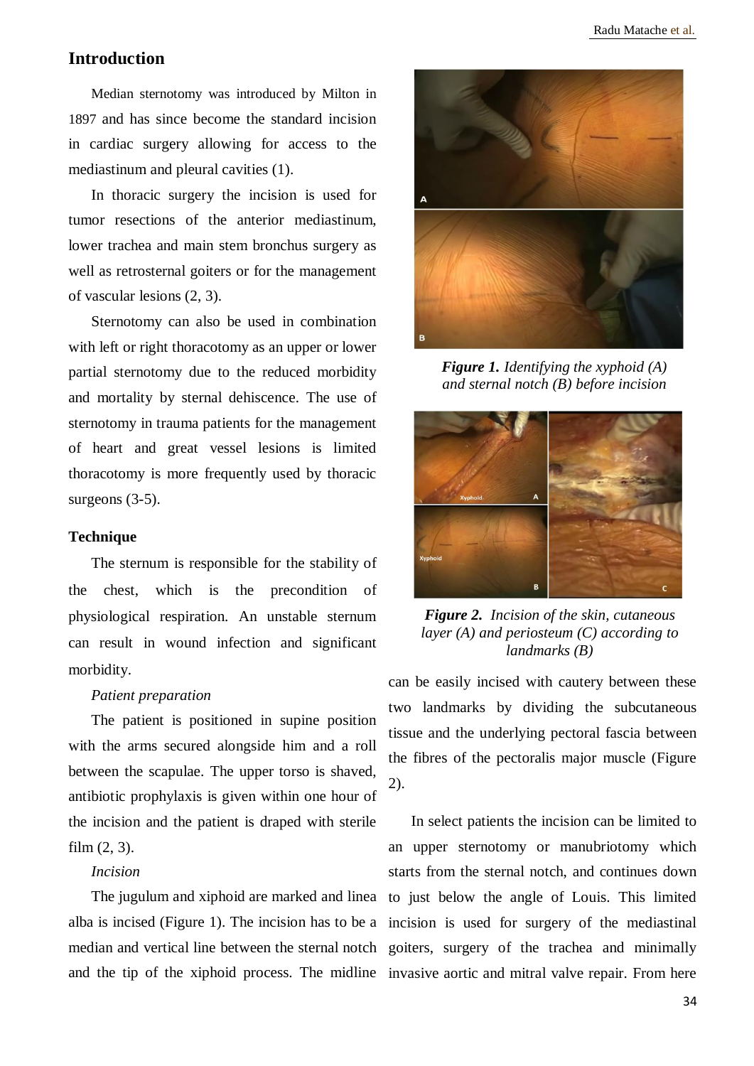## Introduction

Median sternotomy was introduced by Milton in 1897 and has since become the standard incision in cardiac surgery allowing for access to the mediastinum and pleural cavities (1).

In thoracic surgery the incision is used for tumor resections of the anterior mediastinum, lower trachea and main stem bronchus surgery as well as retrosternal goiters or for the management of vascular lesions (2, 3).

Sternotomy can also be used in combination with left or right thoracotomy as an upper or lower partial sternotomy due to the reduced morbidity and mortality by sternal dehiscence. The use of sternotomy in trauma patients for the management of heart and great vessel lesions is limited thoracotomy is more frequently used by thoracic surgeons (3-5).

### Technique

The sternum is responsible for the stability of the chest, which is the precondition of physiological respiration. An unstable sternum can result in wound infection and significant morbidity.

*Patient preparation*

The patient is positioned in supine position with the arms secured alongside him and a roll between the scapulae. The upper torso is shaved, antibiotic prophylaxis is given within one hour of the incision and the patient is draped with sterile film (2, 3).

*Incision*

The jugulum and xiphoid are marked and linea alba is incised (Figure 1). The incision has to be a median and vertical line between the sternal notch and the tip of the xiphoid process. The midline can be easily incised with cautery between these two landmarks by dividing the subcutaneous tissue and the underlying pectoral fascia between the fibres of the pectoralis major muscle (Figure 2).

***Figure 1.*** *Identifying the xyphoid (A) and sternal notch (B) before incision*

***Figure 2.*** *Incision of the skin, cutaneous layer (A) and periosteum (C) according to landmarks (B)*

In select patients the incision can be limited to an upper sternotomy or manubriotomy which starts from the sternal notch, and continues down to just below the angle of Louis. This limited incision is used for surgery of the mediastinal goiters, surgery of the trachea and minimally invasive aortic and mitral valve repair. From here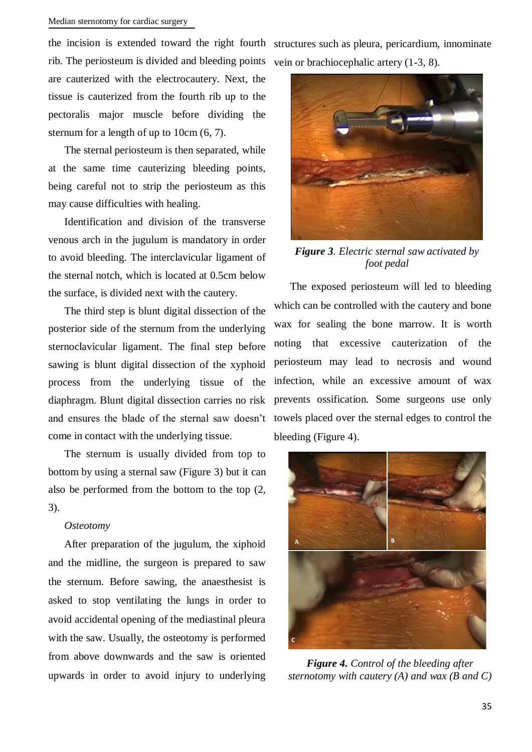the incision is extended toward the right fourth rib. The periosteum is divided and bleeding points are cauterized with the electrocautery. Next, the tissue is cauterized from the fourth rib up to the pectoralis major muscle before dividing the sternum for a length of up to 10cm (6, 7).

The sternal periosteum is then separated, while at the same time cauterizing bleeding points, being careful not to strip the periosteum as this may cause difficulties with healing.

Identification and division of the transverse venous arch in the jugulum is mandatory in order to avoid bleeding. The interclavicular ligament of the sternal notch, which is located at 0.5cm below the surface, is divided next with the cautery.

The third step is blunt digital dissection of the posterior side of the sternum from the underlying sternoclavicular ligament. The final step before sawing is blunt digital dissection of the xyphoid process from the underlying tissue of the diaphragm. Blunt digital dissection carries no risk and ensures the blade of the sternal saw doesn't come in contact with the underlying tissue.

The sternum is usually divided from top to bottom by using a sternal saw (Figure 3) but it can also be performed from the bottom to the top (2, 3).

*Osteotomy*

After preparation of the jugulum, the xiphoid and the midline, the surgeon is prepared to saw the sternum. Before sawing, the anaesthesist is asked to stop ventilating the lungs in order to avoid accidental opening of the mediastinal pleura with the saw. Usually, the osteotomy is performed from above downwards and the saw is oriented upwards in order to avoid injury to underlying structures such as pleura, pericardium, innominate vein or brachiocephalic artery (1-3, 8).

***Figure 3**. Electric sternal saw activated by foot pedal*

The exposed periosteum will led to bleeding which can be controlled with the cautery and bone wax for sealing the bone marrow. It is worth noting that excessive cauterization of the periosteum may lead to necrosis and wound infection, while an excessive amount of wax prevents ossification. Some surgeons use only towels placed over the sternal edges to control the bleeding (Figure 4).

***Figure 4.** Control of the bleeding after sternotomy with cautery (A) and wax (B and C)*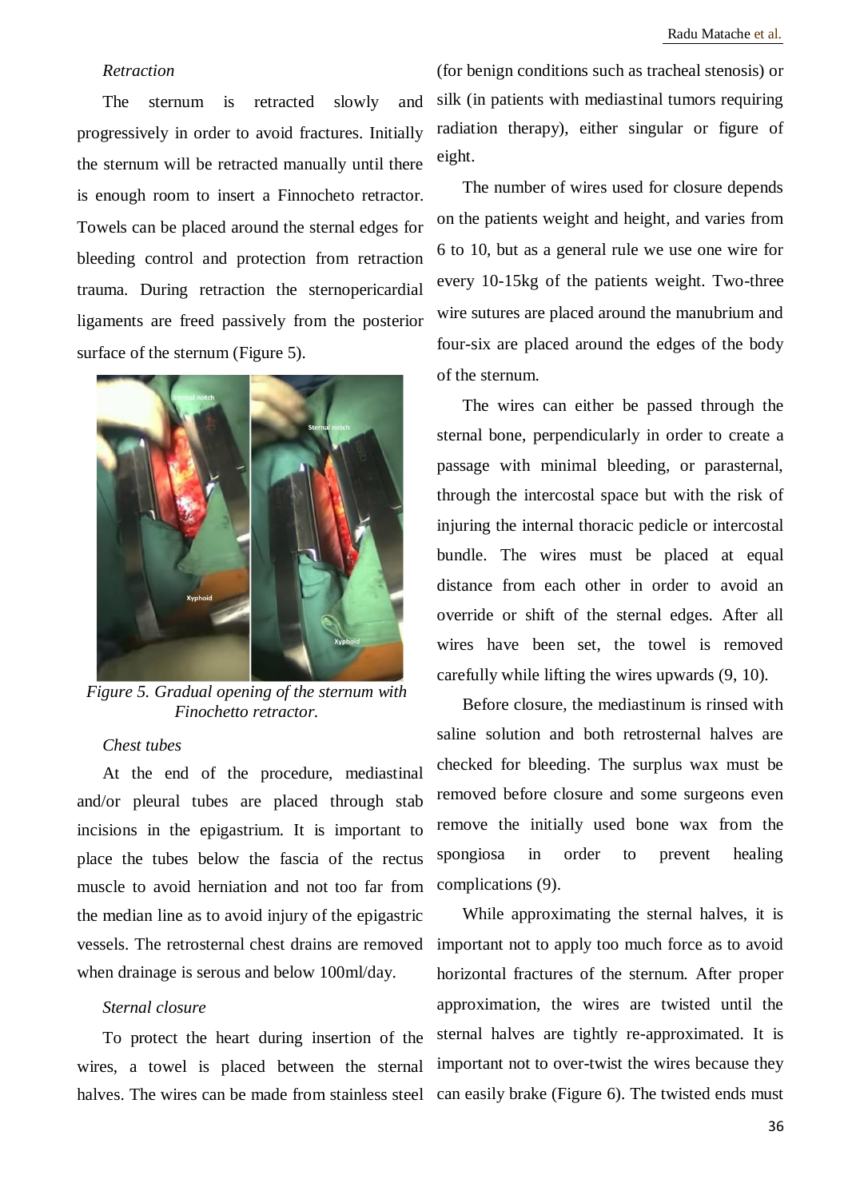*Retraction*

The sternum is retracted slowly and progressively in order to avoid fractures. Initially the sternum will be retracted manually until there is enough room to insert a Finnocheto retractor. Towels can be placed around the sternal edges for bleeding control and protection from retraction trauma. During retraction the sternopericardial ligaments are freed passively from the posterior surface of the sternum (Figure 5).

*Figure 5. Gradual opening of the sternum with Finochetto retractor.*

*Chest tubes*

At the end of the procedure, mediastinal and/or pleural tubes are placed through stab incisions in the epigastrium. It is important to place the tubes below the fascia of the rectus muscle to avoid herniation and not too far from the median line as to avoid injury of the epigastric vessels. The retrosternal chest drains are removed when drainage is serous and below 100ml/day.

*Sternal closure*

To protect the heart during insertion of the wires, a towel is placed between the sternal halves. The wires can be made from stainless steel (for benign conditions such as tracheal stenosis) or silk (in patients with mediastinal tumors requiring radiation therapy), either singular or figure of eight.

The number of wires used for closure depends on the patients weight and height, and varies from 6 to 10, but as a general rule we use one wire for every 10-15kg of the patients weight. Two-three wire sutures are placed around the manubrium and four-six are placed around the edges of the body of the sternum.

The wires can either be passed through the sternal bone, perpendicularly in order to create a passage with minimal bleeding, or parasternal, through the intercostal space but with the risk of injuring the internal thoracic pedicle or intercostal bundle. The wires must be placed at equal distance from each other in order to avoid an override or shift of the sternal edges. After all wires have been set, the towel is removed carefully while lifting the wires upwards (9, 10).

Before closure, the mediastinum is rinsed with saline solution and both retrosternal halves are checked for bleeding. The surplus wax must be removed before closure and some surgeons even remove the initially used bone wax from the spongiosa in order to prevent healing complications (9).

While approximating the sternal halves, it is important not to apply too much force as to avoid horizontal fractures of the sternum. After proper approximation, the wires are twisted until the sternal halves are tightly re-approximated. It is important not to over-twist the wires because they can easily brake (Figure 6). The twisted ends must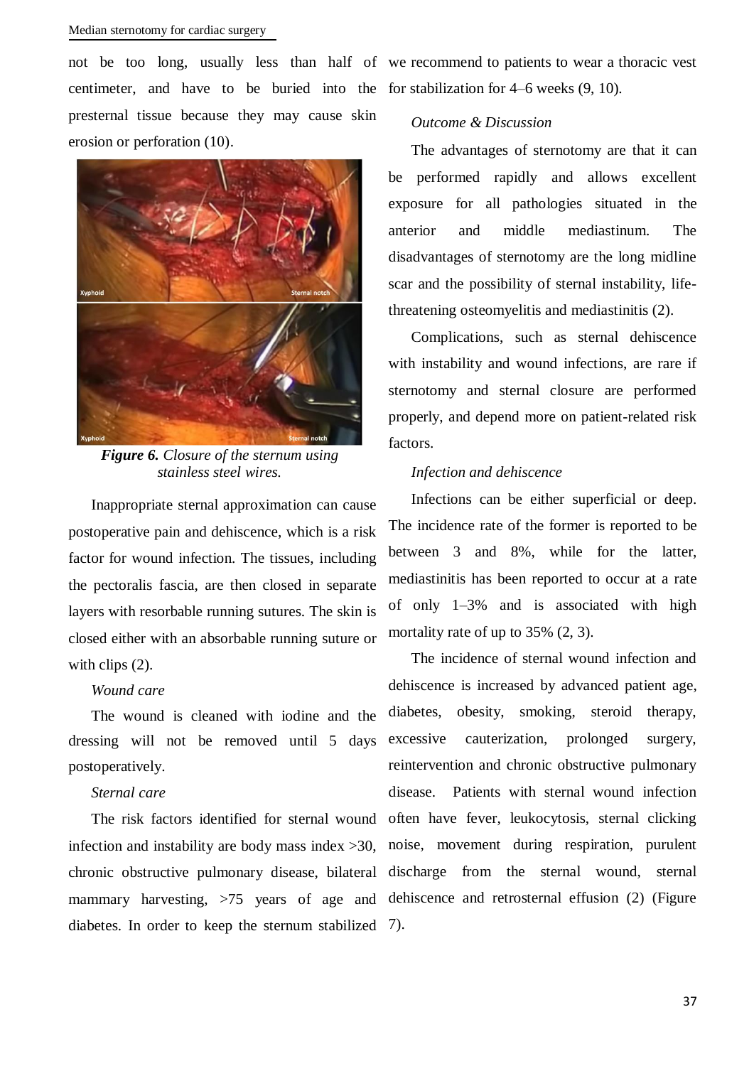not be too long, usually less than half of centimeter, and have to be buried into the presternal tissue because they may cause skin erosion or perforation (10).

***Figure 6.*** *Closure of the sternum using stainless steel wires.*

Inappropriate sternal approximation can cause postoperative pain and dehiscence, which is a risk factor for wound infection. The tissues, including the pectoralis fascia, are then closed in separate layers with resorbable running sutures. The skin is closed either with an absorbable running suture or with clips (2).

*Wound care*

The wound is cleaned with iodine and the dressing will not be removed until 5 days postoperatively.

*Sternal care*

The risk factors identified for sternal wound infection and instability are body mass index >30, chronic obstructive pulmonary disease, bilateral mammary harvesting, >75 years of age and diabetes. In order to keep the sternum stabilized we recommend to patients to wear a thoracic vest for stabilization for 4–6 weeks (9, 10).

*Outcome & Discussion*

The advantages of sternotomy are that it can be performed rapidly and allows excellent exposure for all pathologies situated in the anterior and middle mediastinum. The disadvantages of sternotomy are the long midline scar and the possibility of sternal instability, life-threatening osteomyelitis and mediastinitis (2).

Complications, such as sternal dehiscence with instability and wound infections, are rare if sternotomy and sternal closure are performed properly, and depend more on patient-related risk factors.

*Infection and dehiscence*

Infections can be either superficial or deep. The incidence rate of the former is reported to be between 3 and 8%, while for the latter, mediastinitis has been reported to occur at a rate of only 1–3% and is associated with high mortality rate of up to 35% (2, 3).

The incidence of sternal wound infection and dehiscence is increased by advanced patient age, diabetes, obesity, smoking, steroid therapy, excessive cauterization, prolonged surgery, reintervention and chronic obstructive pulmonary disease. Patients with sternal wound infection often have fever, leukocytosis, sternal clicking noise, movement during respiration, purulent discharge from the sternal wound, sternal dehiscence and retrosternal effusion (2) (Figure 7).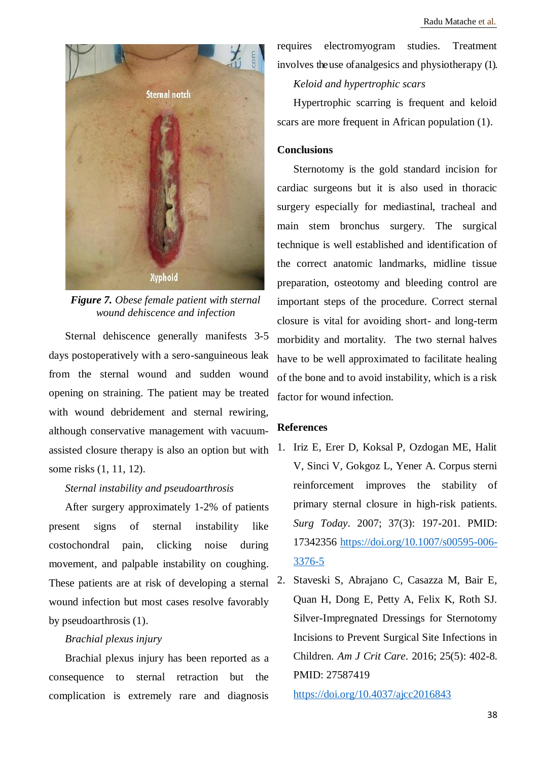*Figure 7. Obese female patient with sternal wound dehiscence and infection*

Sternal dehiscence generally manifests 3-5 days postoperatively with a sero-sanguineous leak from the sternal wound and sudden wound opening on straining. The patient may be treated with wound debridement and sternal rewiring, although conservative management with vacuum-assisted closure therapy is also an option but with some risks (1, 11, 12).

*Sternal instability and pseudoarthrosis*

After surgery approximately 1-2% of patients present signs of sternal instability like costochondral pain, clicking noise during movement, and palpable instability on coughing. These patients are at risk of developing a sternal wound infection but most cases resolve favorably by pseudoarthrosis (1).

*Brachial plexus injury*

Brachial plexus injury has been reported as a consequence to sternal retraction but the complication is extremely rare and diagnosis requires electromyogram studies. Treatment involves the use of analgesics and physiotherapy (1).

*Keloid and hypertrophic scars*

Hypertrophic scarring is frequent and keloid scars are more frequent in African population (1).

## Conclusions

Sternotomy is the gold standard incision for cardiac surgeons but it is also used in thoracic surgery especially for mediastinal, tracheal and main stem bronchus surgery. The surgical technique is well established and identification of the correct anatomic landmarks, midline tissue preparation, osteotomy and bleeding control are important steps of the procedure. Correct sternal closure is vital for avoiding short- and long-term morbidity and mortality. The two sternal halves have to be well approximated to facilitate healing of the bone and to avoid instability, which is a risk factor for wound infection.

## References

1. Iriz E, Erer D, Koksal P, Ozdogan ME, Halit V, Sinci V, Gokgoz L, Yener A. Corpus sterni reinforcement improves the stability of primary sternal closure in high-risk patients. *Surg Today*. 2007; 37(3): 197-201. PMID: 17342356 https://doi.org/10.1007/s00595-006-3376-5
2. Staveski S, Abrajano C, Casazza M, Bair E, Quan H, Dong E, Petty A, Felix K, Roth SJ. Silver-Impregnated Dressings for Sternotomy Incisions to Prevent Surgical Site Infections in Children. *Am J Crit Care*. 2016; 25(5): 402-8. PMID: 27587419 https://doi.org/10.4037/ajcc2016843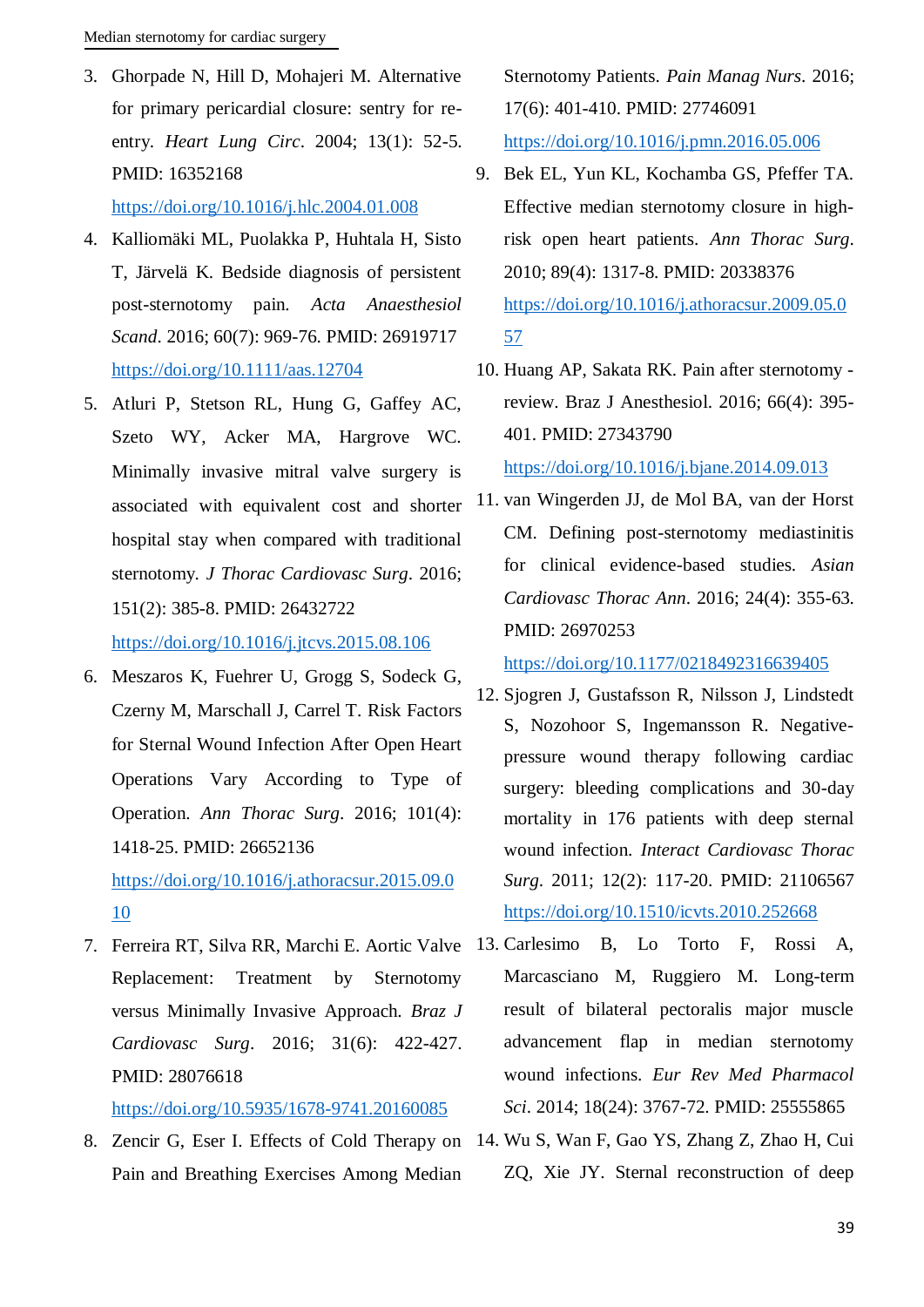3. Ghorpade N, Hill D, Mohajeri M. Alternative for primary pericardial closure: sentry for re-entry. *Heart Lung Circ*. 2004; 13(1): 52-5. PMID: 16352168 https://doi.org/10.1016/j.hlc.2004.01.008
4. Kalliomäki ML, Puolakka P, Huhtala H, Sisto T, Järvelä K. Bedside diagnosis of persistent post-sternotomy pain. *Acta Anaesthesiol Scand*. 2016; 60(7): 969-76. PMID: 26919717 https://doi.org/10.1111/aas.12704
5. Atluri P, Stetson RL, Hung G, Gaffey AC, Szeto WY, Acker MA, Hargrove WC. Minimally invasive mitral valve surgery is associated with equivalent cost and shorter hospital stay when compared with traditional sternotomy. *J Thorac Cardiovasc Surg*. 2016; 151(2): 385-8. PMID: 26432722 https://doi.org/10.1016/j.jtcvs.2015.08.106
6. Meszaros K, Fuehrer U, Grogg S, Sodeck G, Czerny M, Marschall J, Carrel T. Risk Factors for Sternal Wound Infection After Open Heart Operations Vary According to Type of Operation. *Ann Thorac Surg*. 2016; 101(4): 1418-25. PMID: 26652136 https://doi.org/10.1016/j.athoracsur.2015.09.010
7. Ferreira RT, Silva RR, Marchi E. Aortic Valve Replacement: Treatment by Sternotomy versus Minimally Invasive Approach. *Braz J Cardiovasc Surg*. 2016; 31(6): 422-427. PMID: 28076618 https://doi.org/10.5935/1678-9741.20160085
8. Zencir G, Eser I. Effects of Cold Therapy on Pain and Breathing Exercises Among Median Sternotomy Patients. *Pain Manag Nurs*. 2016; 17(6): 401-410. PMID: 27746091 https://doi.org/10.1016/j.pmn.2016.05.006
9. Bek EL, Yun KL, Kochamba GS, Pfeffer TA. Effective median sternotomy closure in high-risk open heart patients. *Ann Thorac Surg*. 2010; 89(4): 1317-8. PMID: 20338376 https://doi.org/10.1016/j.athoracsur.2009.05.057
10. Huang AP, Sakata RK. Pain after sternotomy - review. Braz J Anesthesiol. 2016; 66(4): 395-401. PMID: 27343790 https://doi.org/10.1016/j.bjane.2014.09.013
11. van Wingerden JJ, de Mol BA, van der Horst CM. Defining post-sternotomy mediastinitis for clinical evidence-based studies. *Asian Cardiovasc Thorac Ann*. 2016; 24(4): 355-63. PMID: 26970253 https://doi.org/10.1177/0218492316639405
12. Sjogren J, Gustafsson R, Nilsson J, Lindstedt S, Nozohoor S, Ingemansson R. Negative-pressure wound therapy following cardiac surgery: bleeding complications and 30-day mortality in 176 patients with deep sternal wound infection. *Interact Cardiovasc Thorac Surg*. 2011; 12(2): 117-20. PMID: 21106567 https://doi.org/10.1510/icvts.2010.252668
13. Carlesimo B, Lo Torto F, Rossi A, Marcasciano M, Ruggiero M. Long-term result of bilateral pectoralis major muscle advancement flap in median sternotomy wound infections. *Eur Rev Med Pharmacol Sci*. 2014; 18(24): 3767-72. PMID: 25555865
14. Wu S, Wan F, Gao YS, Zhang Z, Zhao H, Cui ZQ, Xie JY. Sternal reconstruction of deep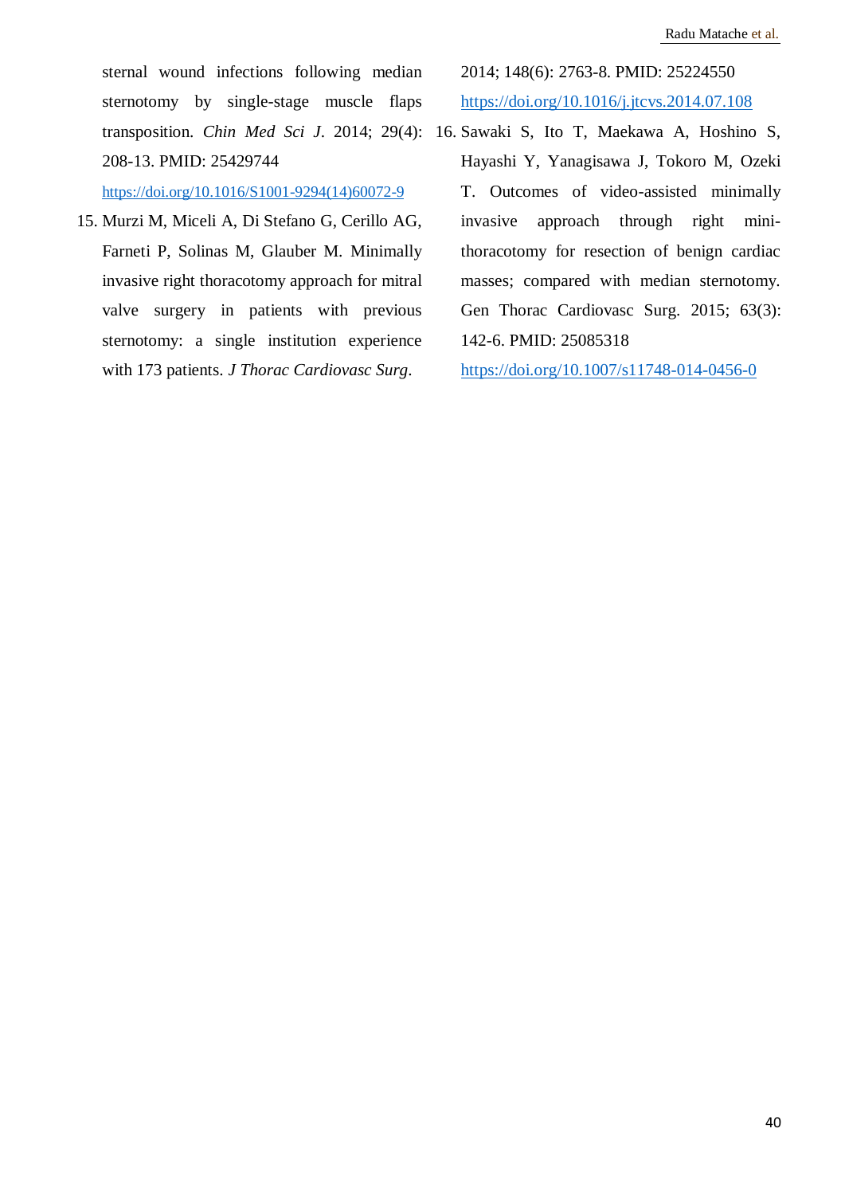sternal wound infections following median sternotomy by single-stage muscle flaps transposition. *Chin Med Sci J*. 2014; 29(4): 208-13. PMID: 25429744
https://doi.org/10.1016/S1001-9294(14)60072-9

15. Murzi M, Miceli A, Di Stefano G, Cerillo AG, Farneti P, Solinas M, Glauber M. Minimally invasive right thoracotomy approach for mitral valve surgery in patients with previous sternotomy: a single institution experience with 173 patients. *J Thorac Cardiovasc Surg*. 2014; 148(6): 2763-8. PMID: 25224550
https://doi.org/10.1016/j.jtcvs.2014.07.108

16. Sawaki S, Ito T, Maekawa A, Hoshino S, Hayashi Y, Yanagisawa J, Tokoro M, Ozeki T. Outcomes of video-assisted minimally invasive approach through right mini-thoracotomy for resection of benign cardiac masses; compared with median sternotomy. Gen Thorac Cardiovasc Surg. 2015; 63(3): 142-6. PMID: 25085318
https://doi.org/10.1007/s11748-014-0456-0